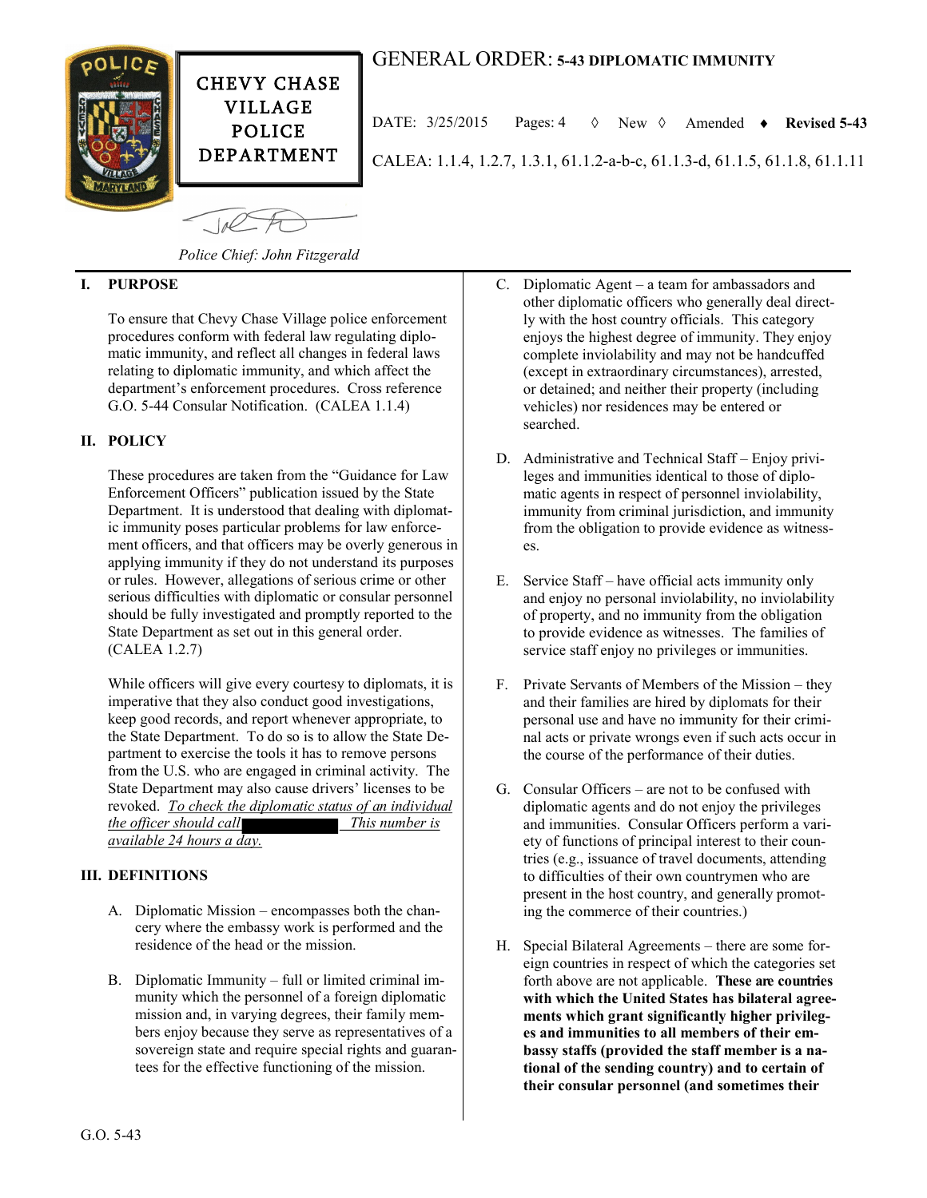# CHEVY CHASE VILLAGE POLICE DEPARTMENT

## GENERAL ORDER: 5-43 DIPLOMATIC IMMUNITY

DATE: 3/25/2015 Pages: 4 ◊ New ◊ Amended ♦ **Revised 5-43**

CALEA: 1.1.4, 1.2.7, 1.3.1, 61.1.2-a-b-c, 61.1.3-d, 61.1.5, 61.1.8, 61.1.11

*Police Chief: John Fitzgerald*

## I. PURPOSE

To ensure that Chevy Chase Village police enforcement procedures conform with federal law regulating diplomatic immunity, and reflect all changes in federal laws relating to diplomatic immunity, and which affect the department's enforcement procedures. Cross reference G.O. 5-44 Consular Notification. (CALEA 1.1.4)

## II. POLICY

These procedures are taken from the "Guidance for Law Enforcement Officers" publication issued by the State Department. It is understood that dealing with diplomatic immunity poses particular problems for law enforcement officers, and that officers may be overly generous in applying immunity if they do not understand its purposes or rules. However, allegations of serious crime or other serious difficulties with diplomatic or consular personnel should be fully investigated and promptly reported to the State Department as set out in this general order. (CALEA 1.2.7)

While officers will give every courtesy to diplomats, it is imperative that they also conduct good investigations, keep good records, and report whenever appropriate, to the State Department. To do so is to allow the State Department to exercise the tools it has to remove persons from the U.S. who are engaged in criminal activity. The State Department may also cause drivers' licenses to be revoked. _To check the diplomatic status of an individual the officer should call_ [REDACTED] _This number is available 24 hours a day._

## III. DEFINITIONS

A. Diplomatic Mission – encompasses both the chancery where the embassy work is performed and the residence of the head or the mission.

B. Diplomatic Immunity – full or limited criminal immunity which the personnel of a foreign diplomatic mission and, in varying degrees, their family members enjoy because they serve as representatives of a sovereign state and require special rights and guarantees for the effective functioning of the mission.

C. Diplomatic Agent – a team for ambassadors and other diplomatic officers who generally deal directly with the host country officials. This category enjoys the highest degree of immunity. They enjoy complete inviolability and may not be handcuffed (except in extraordinary circumstances), arrested, or detained; and neither their property (including vehicles) nor residences may be entered or searched.

D. Administrative and Technical Staff – Enjoy privileges and immunities identical to those of diplomatic agents in respect of personnel inviolability, immunity from criminal jurisdiction, and immunity from the obligation to provide evidence as witnesses.

E. Service Staff – have official acts immunity only and enjoy no personal inviolability, no inviolability of property, and no immunity from the obligation to provide evidence as witnesses. The families of service staff enjoy no privileges or immunities.

F. Private Servants of Members of the Mission – they and their families are hired by diplomats for their personal use and have no immunity for their criminal acts or private wrongs even if such acts occur in the course of the performance of their duties.

G. Consular Officers – are not to be confused with diplomatic agents and do not enjoy the privileges and immunities. Consular Officers perform a variety of functions of principal interest to their countries (e.g., issuance of travel documents, attending to difficulties of their own countrymen who are present in the host country, and generally promoting the commerce of their countries.)

H. Special Bilateral Agreements – there are some foreign countries in respect of which the categories set forth above are not applicable. **These are countries with which the United States has bilateral agreements which grant significantly higher privileges and immunities to all members of their embassy staffs (provided the staff member is a national of the sending country) and to certain of their consular personnel (and sometimes their**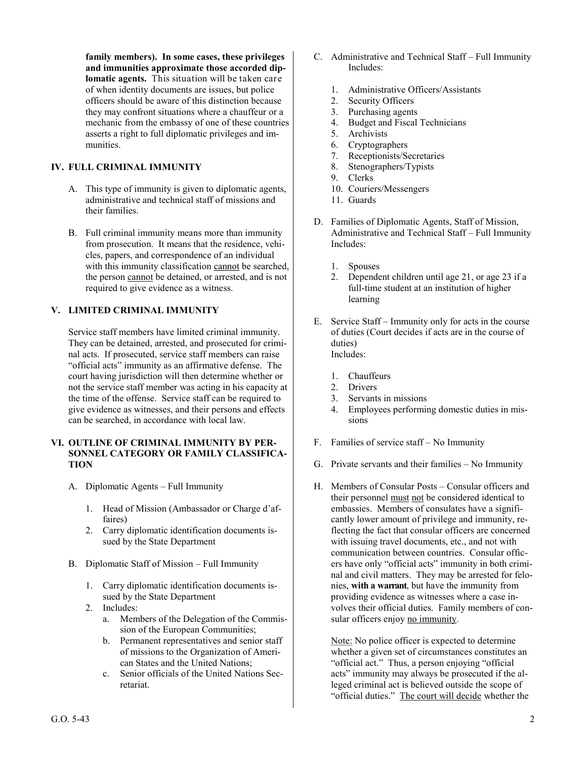**family members). In some cases, these privileges and immunities approximate those accorded diplomatic agents.** This situation will be taken care of when identity documents are issues, but police officers should be aware of this distinction because they may confront situations where a chauffeur or a mechanic from the embassy of one of these countries asserts a right to full diplomatic privileges and immunities.

## IV. FULL CRIMINAL IMMUNITY

A. This type of immunity is given to diplomatic agents, administrative and technical staff of missions and their families.

B. Full criminal immunity means more than immunity from prosecution. It means that the residence, vehicles, papers, and correspondence of an individual with this immunity classification cannot be searched, the person cannot be detained, or arrested, and is not required to give evidence as a witness.

## V. LIMITED CRIMINAL IMMUNITY

Service staff members have limited criminal immunity. They can be detained, arrested, and prosecuted for criminal acts. If prosecuted, service staff members can raise "official acts" immunity as an affirmative defense. The court having jurisdiction will then determine whether or not the service staff member was acting in his capacity at the time of the offense. Service staff can be required to give evidence as witnesses, and their persons and effects can be searched, in accordance with local law.

## VI. OUTLINE OF CRIMINAL IMMUNITY BY PERSONNEL CATEGORY OR FAMILY CLASSIFICATION

A. Diplomatic Agents – Full Immunity

1. Head of Mission (Ambassador or Charge d'affaires)
2. Carry diplomatic identification documents issued by the State Department

B. Diplomatic Staff of Mission – Full Immunity

1. Carry diplomatic identification documents issued by the State Department
2. Includes:
   a. Members of the Delegation of the Commission of the European Communities;
   b. Permanent representatives and senior staff of missions to the Organization of American States and the United Nations;
   c. Senior officials of the United Nations Secretariat.

C. Administrative and Technical Staff – Full Immunity Includes:

1. Administrative Officers/Assistants
2. Security Officers
3. Purchasing agents
4. Budget and Fiscal Technicians
5. Archivists
6. Cryptographers
7. Receptionists/Secretaries
8. Stenographers/Typists
9. Clerks
10. Couriers/Messengers
11. Guards

D. Families of Diplomatic Agents, Staff of Mission, Administrative and Technical Staff – Full Immunity Includes:

1. Spouses
2. Dependent children until age 21, or age 23 if a full-time student at an institution of higher learning

E. Service Staff – Immunity only for acts in the course of duties (Court decides if acts are in the course of duties)
Includes:

1. Chauffeurs
2. Drivers
3. Servants in missions
4. Employees performing domestic duties in missions

F. Families of service staff – No Immunity

G. Private servants and their families – No Immunity

H. Members of Consular Posts – Consular officers and their personnel must not be considered identical to embassies. Members of consulates have a significantly lower amount of privilege and immunity, reflecting the fact that consular officers are concerned with issuing travel documents, etc., and not with communication between countries. Consular officers have only "official acts" immunity in both criminal and civil matters. They may be arrested for felonies, **with a warrant**, but have the immunity from providing evidence as witnesses where a case involves their official duties. Family members of consular officers enjoy no immunity.

Note: No police officer is expected to determine whether a given set of circumstances constitutes an "official act." Thus, a person enjoying "official acts" immunity may always be prosecuted if the alleged criminal act is believed outside the scope of "official duties." The court will decide whether the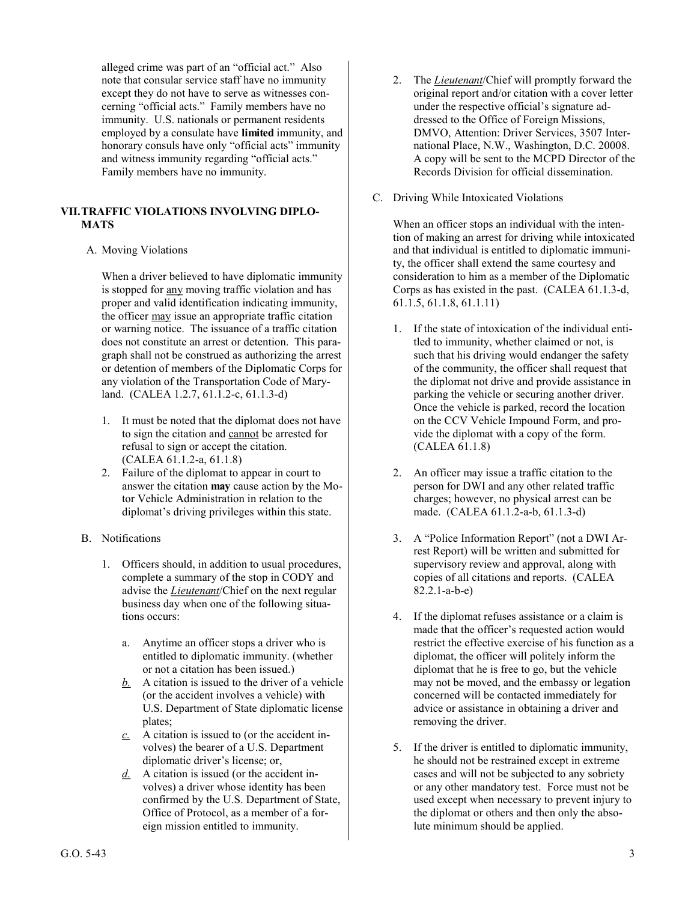alleged crime was part of an "official act." Also note that consular service staff have no immunity except they do not have to serve as witnesses concerning "official acts." Family members have no immunity. U.S. nationals or permanent residents employed by a consulate have **limited** immunity, and honorary consuls have only "official acts" immunity and witness immunity regarding "official acts." Family members have no immunity.

## VII. TRAFFIC VIOLATIONS INVOLVING DIPLOMATS

A. Moving Violations

When a driver believed to have diplomatic immunity is stopped for <u>any</u> moving traffic violation and has proper and valid identification indicating immunity, the officer <u>may</u> issue an appropriate traffic citation or warning notice. The issuance of a traffic citation does not constitute an arrest or detention. This paragraph shall not be construed as authorizing the arrest or detention of members of the Diplomatic Corps for any violation of the Transportation Code of Maryland. (CALEA 1.2.7, 61.1.2-c, 61.1.3-d)

1. It must be noted that the diplomat does not have to sign the citation and <u>cannot</u> be arrested for refusal to sign or accept the citation. (CALEA 61.1.2-a, 61.1.8)
2. Failure of the diplomat to appear in court to answer the citation **may** cause action by the Motor Vehicle Administration in relation to the diplomat's driving privileges within this state.

B. Notifications

1. Officers should, in addition to usual procedures, complete a summary of the stop in CODY and advise the ***<u>Lieutenant</u>***/Chief on the next regular business day when one of the following situations occurs:
   a. Anytime an officer stops a driver who is entitled to diplomatic immunity. (whether or not a citation has been issued.)
   *<u>b.</u>* A citation is issued to the driver of a vehicle (or the accident involves a vehicle) with U.S. Department of State diplomatic license plates;
   *<u>c.</u>* A citation is issued to (or the accident involves) the bearer of a U.S. Department diplomatic driver's license; or,
   *<u>d.</u>* A citation is issued (or the accident involves) a driver whose identity has been confirmed by the U.S. Department of State, Office of Protocol, as a member of a foreign mission entitled to immunity.
2. The ***<u>Lieutenant</u>***/Chief will promptly forward the original report and/or citation with a cover letter under the respective official's signature addressed to the Office of Foreign Missions, DMVO, Attention: Driver Services, 3507 International Place, N.W., Washington, D.C. 20008. A copy will be sent to the MCPD Director of the Records Division for official dissemination.

C. Driving While Intoxicated Violations

When an officer stops an individual with the intention of making an arrest for driving while intoxicated and that individual is entitled to diplomatic immunity, the officer shall extend the same courtesy and consideration to him as a member of the Diplomatic Corps as has existed in the past. (CALEA 61.1.3-d, 61.1.5, 61.1.8, 61.1.11)

1. If the state of intoxication of the individual entitled to immunity, whether claimed or not, is such that his driving would endanger the safety of the community, the officer shall request that the diplomat not drive and provide assistance in parking the vehicle or securing another driver. Once the vehicle is parked, record the location on the CCV Vehicle Impound Form, and provide the diplomat with a copy of the form. (CALEA 61.1.8)
2. An officer may issue a traffic citation to the person for DWI and any other related traffic charges; however, no physical arrest can be made. (CALEA 61.1.2-a-b, 61.1.3-d)
3. A "Police Information Report" (not a DWI Arrest Report) will be written and submitted for supervisory review and approval, along with copies of all citations and reports. (CALEA 82.2.1-a-b-e)
4. If the diplomat refuses assistance or a claim is made that the officer's requested action would restrict the effective exercise of his function as a diplomat, the officer will politely inform the diplomat that he is free to go, but the vehicle may not be moved, and the embassy or legation concerned will be contacted immediately for advice or assistance in obtaining a driver and removing the driver.
5. If the driver is entitled to diplomatic immunity, he should not be restrained except in extreme cases and will not be subjected to any sobriety or any other mandatory test. Force must not be used except when necessary to prevent injury to the diplomat or others and then only the absolute minimum should be applied.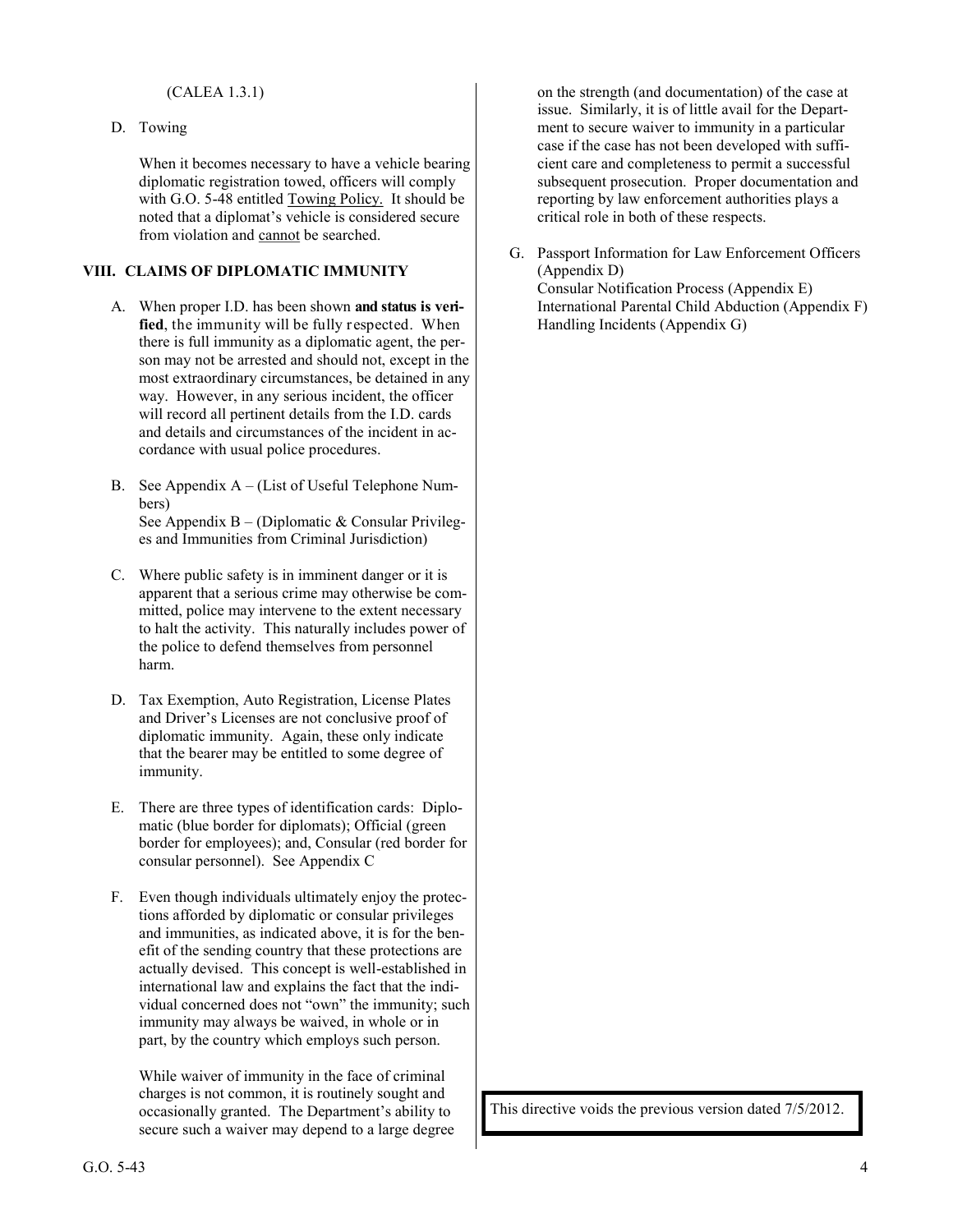(CALEA 1.3.1)

D. Towing

When it becomes necessary to have a vehicle bearing diplomatic registration towed, officers will comply with G.O. 5-48 entitled Towing Policy. It should be noted that a diplomat's vehicle is considered secure from violation and cannot be searched.

## VIII. CLAIMS OF DIPLOMATIC IMMUNITY

A. When proper I.D. has been shown **and status is verified**, the immunity will be fully respected. When there is full immunity as a diplomatic agent, the person may not be arrested and should not, except in the most extraordinary circumstances, be detained in any way. However, in any serious incident, the officer will record all pertinent details from the I.D. cards and details and circumstances of the incident in accordance with usual police procedures.

B. See Appendix A – (List of Useful Telephone Numbers)
See Appendix B – (Diplomatic & Consular Privileges and Immunities from Criminal Jurisdiction)

C. Where public safety is in imminent danger or it is apparent that a serious crime may otherwise be committed, police may intervene to the extent necessary to halt the activity. This naturally includes power of the police to defend themselves from personnel harm.

D. Tax Exemption, Auto Registration, License Plates and Driver's Licenses are not conclusive proof of diplomatic immunity. Again, these only indicate that the bearer may be entitled to some degree of immunity.

E. There are three types of identification cards: Diplomatic (blue border for diplomats); Official (green border for employees); and, Consular (red border for consular personnel). See Appendix C

F. Even though individuals ultimately enjoy the protections afforded by diplomatic or consular privileges and immunities, as indicated above, it is for the benefit of the sending country that these protections are actually devised. This concept is well-established in international law and explains the fact that the individual concerned does not "own" the immunity; such immunity may always be waived, in whole or in part, by the country which employs such person.

While waiver of immunity in the face of criminal charges is not common, it is routinely sought and occasionally granted. The Department's ability to secure such a waiver may depend to a large degree on the strength (and documentation) of the case at issue. Similarly, it is of little avail for the Department to secure waiver to immunity in a particular case if the case has not been developed with sufficient care and completeness to permit a successful subsequent prosecution. Proper documentation and reporting by law enforcement authorities plays a critical role in both of these respects.

G. Passport Information for Law Enforcement Officers (Appendix D)
Consular Notification Process (Appendix E)
International Parental Child Abduction (Appendix F)
Handling Incidents (Appendix G)

This directive voids the previous version dated 7/5/2012.